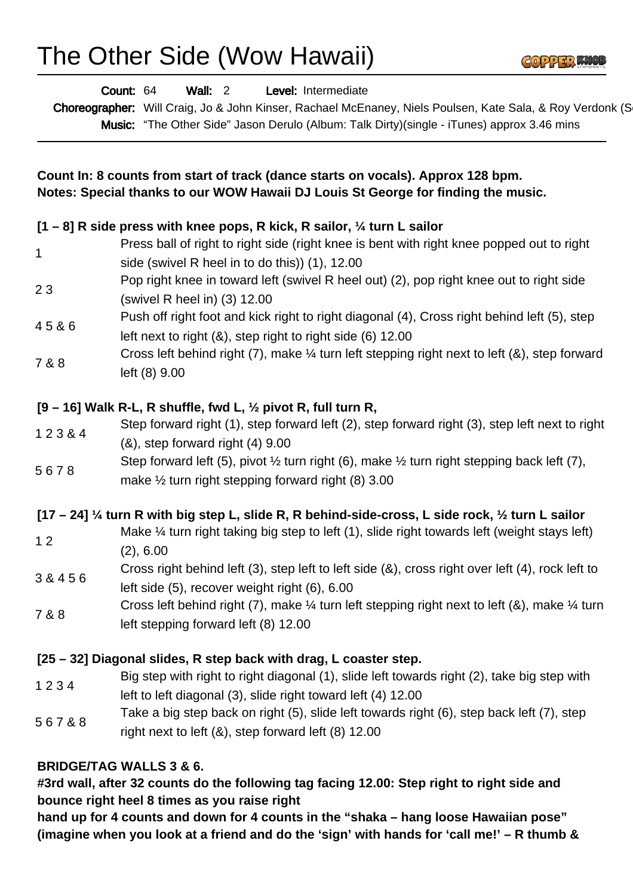# The Other Side (Wow Hawaii)

**Count:** 64 **Wall:** 2 **Level:** Intermediate

**Choreographer:** Will Craig, Jo & John Kinser, Rachael McEnaney, Niels Poulsen, Kate Sala, & Roy Verdonk (S

**Music:** "The Other Side" Jason Derulo (Album: Talk Dirty)(single - iTunes) approx 3.46 mins

**Count In: 8 counts from start of track (dance starts on vocals). Approx 128 bpm.**
**Notes: Special thanks to our WOW Hawaii DJ Louis St George for finding the music.**

**[1 – 8] R side press with knee pops, R kick, R sailor, ¼ turn L sailor**

| | |
|---|---|
| 1 | Press ball of right to right side (right knee is bent with right knee popped out to right side (swivel R heel in to do this)) (1), 12.00 |
| 2 3 | Pop right knee in toward left (swivel R heel out) (2), pop right knee out to right side (swivel R heel in) (3) 12.00 |
| 4 5 & 6 | Push off right foot and kick right to right diagonal (4), Cross right behind left (5), step left next to right (&), step right to right side (6) 12.00 |
| 7 & 8 | Cross left behind right (7), make ¼ turn left stepping right next to left (&), step forward left (8) 9.00 |

**[9 – 16] Walk R-L, R shuffle, fwd L, ½ pivot R, full turn R,**

| | |
|---|---|
| 1 2 3 & 4 | Step forward right (1), step forward left (2), step forward right (3), step left next to right (&), step forward right (4) 9.00 |
| 5 6 7 8 | Step forward left (5), pivot ½ turn right (6), make ½ turn right stepping back left (7), make ½ turn right stepping forward right (8) 3.00 |

**[17 – 24] ¼ turn R with big step L, slide R, R behind-side-cross, L side rock, ½ turn L sailor**

| | |
|---|---|
| 1 2 | Make ¼ turn right taking big step to left (1), slide right towards left (weight stays left) (2), 6.00 |
| 3 & 4 5 6 | Cross right behind left (3), step left to left side (&), cross right over left (4), rock left to left side (5), recover weight right (6), 6.00 |
| 7 & 8 | Cross left behind right (7), make ¼ turn left stepping right next to left (&), make ¼ turn left stepping forward left (8) 12.00 |

**[25 – 32] Diagonal slides, R step back with drag, L coaster step.**

| | |
|---|---|
| 1 2 3 4 | Big step with right to right diagonal (1), slide left towards right (2), take big step with left to left diagonal (3), slide right toward left (4) 12.00 |
| 5 6 7 & 8 | Take a big step back on right (5), slide left towards right (6), step back left (7), step right next to left (&), step forward left (8) 12.00 |

**BRIDGE/TAG WALLS 3 & 6.**
**#3rd wall, after 32 counts do the following tag facing 12.00: Step right to right side and bounce right heel 8 times as you raise right hand up for 4 counts and down for 4 counts in the "shaka – hang loose Hawaiian pose" (imagine when you look at a friend and do the 'sign' with hands for 'call me!' – R thumb &**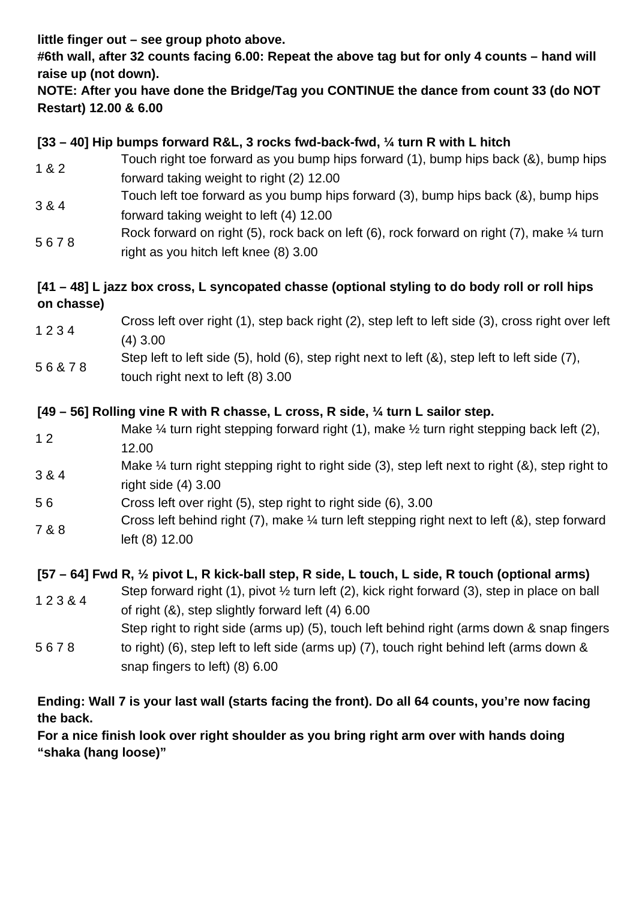**little finger out – see group photo above.**
**#6th wall, after 32 counts facing 6.00: Repeat the above tag but for only 4 counts – hand will raise up (not down).**
**NOTE: After you have done the Bridge/Tag you CONTINUE the dance from count 33 (do NOT Restart) 12.00 & 6.00**

**[33 – 40] Hip bumps forward R&L, 3 rocks fwd-back-fwd, ¼ turn R with L hitch**

| | |
|---|---|
| 1 & 2 | Touch right toe forward as you bump hips forward (1), bump hips back (&), bump hips forward taking weight to right (2) 12.00 |
| 3 & 4 | Touch left toe forward as you bump hips forward (3), bump hips back (&), bump hips forward taking weight to left (4) 12.00 |
| 5 6 7 8 | Rock forward on right (5), rock back on left (6), rock forward on right (7), make ¼ turn right as you hitch left knee (8) 3.00 |

**[41 – 48] L jazz box cross, L syncopated chasse (optional styling to do body roll or roll hips on chasse)**

| | |
|---|---|
| 1 2 3 4 | Cross left over right (1), step back right (2), step left to left side (3), cross right over left (4) 3.00 |
| 5 6 & 7 8 | Step left to left side (5), hold (6), step right next to left (&), step left to left side (7), touch right next to left (8) 3.00 |

**[49 – 56] Rolling vine R with R chasse, L cross, R side, ¼ turn L sailor step.**

| | |
|---|---|
| 1 2 | Make ¼ turn right stepping forward right (1), make ½ turn right stepping back left (2), 12.00 |
| 3 & 4 | Make ¼ turn right stepping right to right side (3), step left next to right (&), step right to right side (4) 3.00 |
| 5 6 | Cross left over right (5), step right to right side (6), 3.00 |
| 7 & 8 | Cross left behind right (7), make ¼ turn left stepping right next to left (&), step forward left (8) 12.00 |

**[57 – 64] Fwd R, ½ pivot L, R kick-ball step, R side, L touch, L side, R touch (optional arms)**

| | |
|---|---|
| 1 2 3 & 4 | Step forward right (1), pivot ½ turn left (2), kick right forward (3), step in place on ball of right (&), step slightly forward left (4) 6.00 |
| 5 6 7 8 | Step right to right side (arms up) (5), touch left behind right (arms down & snap fingers to right) (6), step left to left side (arms up) (7), touch right behind left (arms down & snap fingers to left) (8) 6.00 |

**Ending: Wall 7 is your last wall (starts facing the front). Do all 64 counts, you're now facing the back.**
**For a nice finish look over right shoulder as you bring right arm over with hands doing "shaka (hang loose)"**